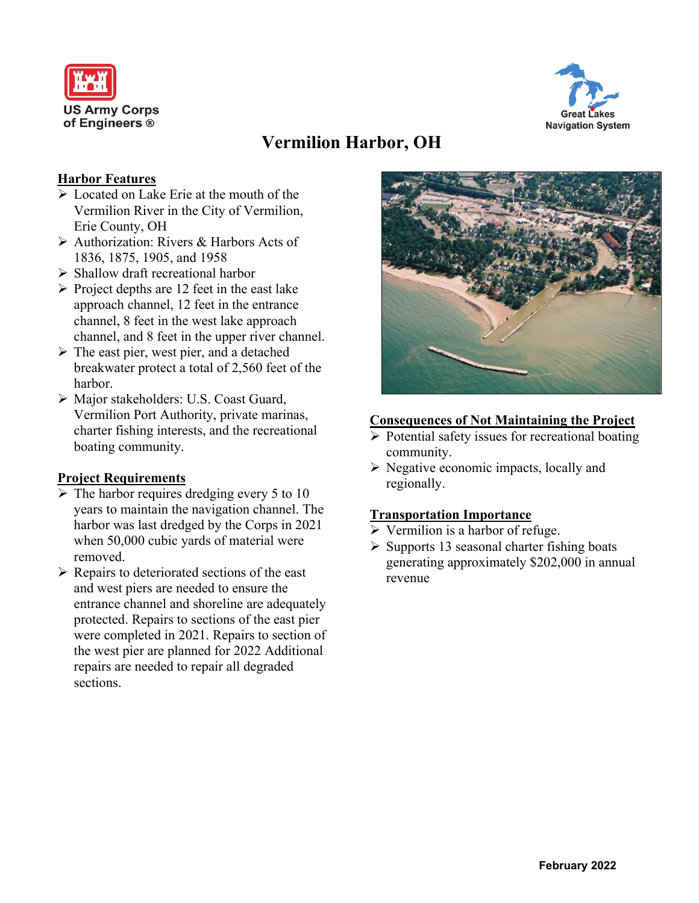US Army Corps of Engineers ®

Great Lakes Navigation System

# Vermilion Harbor, OH

## Harbor Features

- Located on Lake Erie at the mouth of the Vermilion River in the City of Vermilion, Erie County, OH
- Authorization: Rivers & Harbors Acts of 1836, 1875, 1905, and 1958
- Shallow draft recreational harbor
- Project depths are 12 feet in the east lake approach channel, 12 feet in the entrance channel, 8 feet in the west lake approach channel, and 8 feet in the upper river channel.
- The east pier, west pier, and a detached breakwater protect a total of 2,560 feet of the harbor.
- Major stakeholders: U.S. Coast Guard, Vermilion Port Authority, private marinas, charter fishing interests, and the recreational boating community.

## Project Requirements

- The harbor requires dredging every 5 to 10 years to maintain the navigation channel. The harbor was last dredged by the Corps in 2021 when 50,000 cubic yards of material were removed.
- Repairs to deteriorated sections of the east and west piers are needed to ensure the entrance channel and shoreline are adequately protected. Repairs to sections of the east pier were completed in 2021. Repairs to section of the west pier are planned for 2022 Additional repairs are needed to repair all degraded sections.

## Consequences of Not Maintaining the Project

- Potential safety issues for recreational boating community.
- Negative economic impacts, locally and regionally.

## Transportation Importance

- Vermilion is a harbor of refuge.
- Supports 13 seasonal charter fishing boats generating approximately $202,000 in annual revenue

February 2022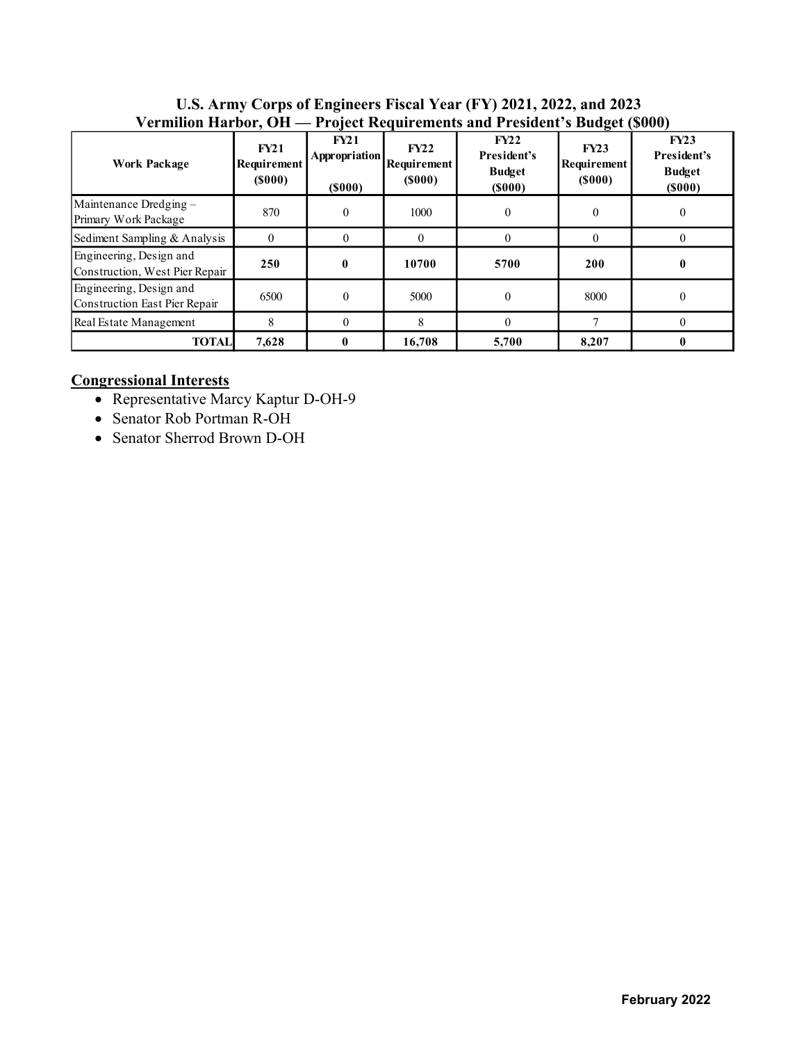**U.S. Army Corps of Engineers Fiscal Year (FY) 2021, 2022, and 2023**
**Vermilion Harbor, OH — Project Requirements and President's Budget ($000)**

| Work Package | FY21 Requirement ($000) | FY21 Appropriation ($000) | FY22 Requirement ($000) | FY22 President's Budget ($000) | FY23 Requirement ($000) | FY23 President's Budget ($000) |
|---|---|---|---|---|---|---|
| Maintenance Dredging – Primary Work Package | 870 | 0 | 1000 | 0 | 0 | 0 |
| Sediment Sampling & Analysis | 0 | 0 | 0 | 0 | 0 | 0 |
| Engineering, Design and Construction, West Pier Repair | **250** | **0** | **10700** | **5700** | **200** | **0** |
| Engineering, Design and Construction East Pier Repair | 6500 | 0 | 5000 | 0 | 8000 | 0 |
| Real Estate Management | 8 | 0 | 8 | 0 | 7 | 0 |
| **TOTAL** | **7,628** | **0** | **16,708** | **5,700** | **8,207** | **0** |

## Congressional Interests

- Representative Marcy Kaptur D-OH-9
- Senator Rob Portman R-OH
- Senator Sherrod Brown D-OH

February 2022